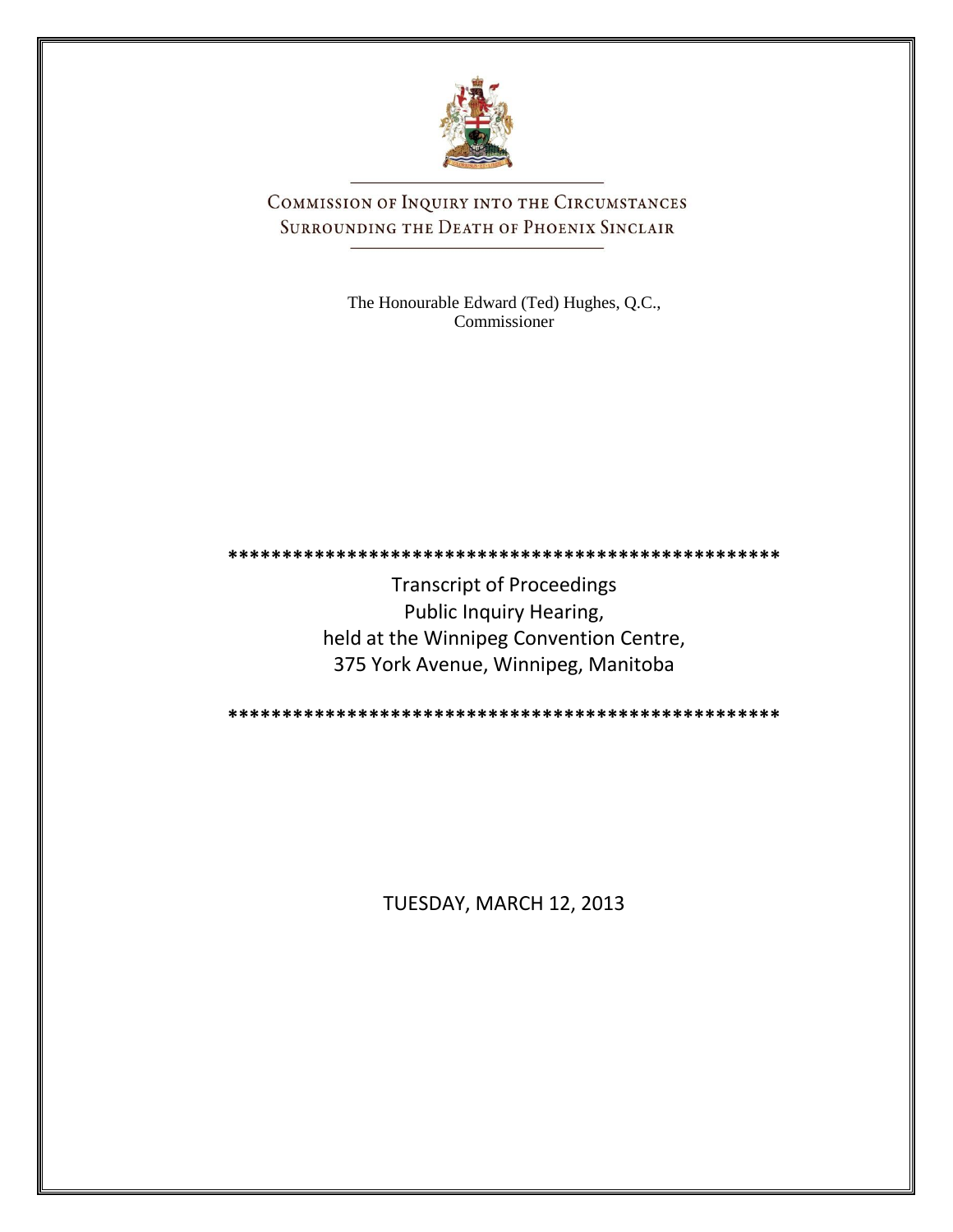# Commission of Inquiry into the Circumstances Surrounding the Death of Phoenix Sinclair

The Honourable Edward (Ted) Hughes, Q.C.,
Commissioner

****************************************************

Transcript of Proceedings
Public Inquiry Hearing,
held at the Winnipeg Convention Centre,
375 York Avenue, Winnipeg, Manitoba

****************************************************

TUESDAY, MARCH 12, 2013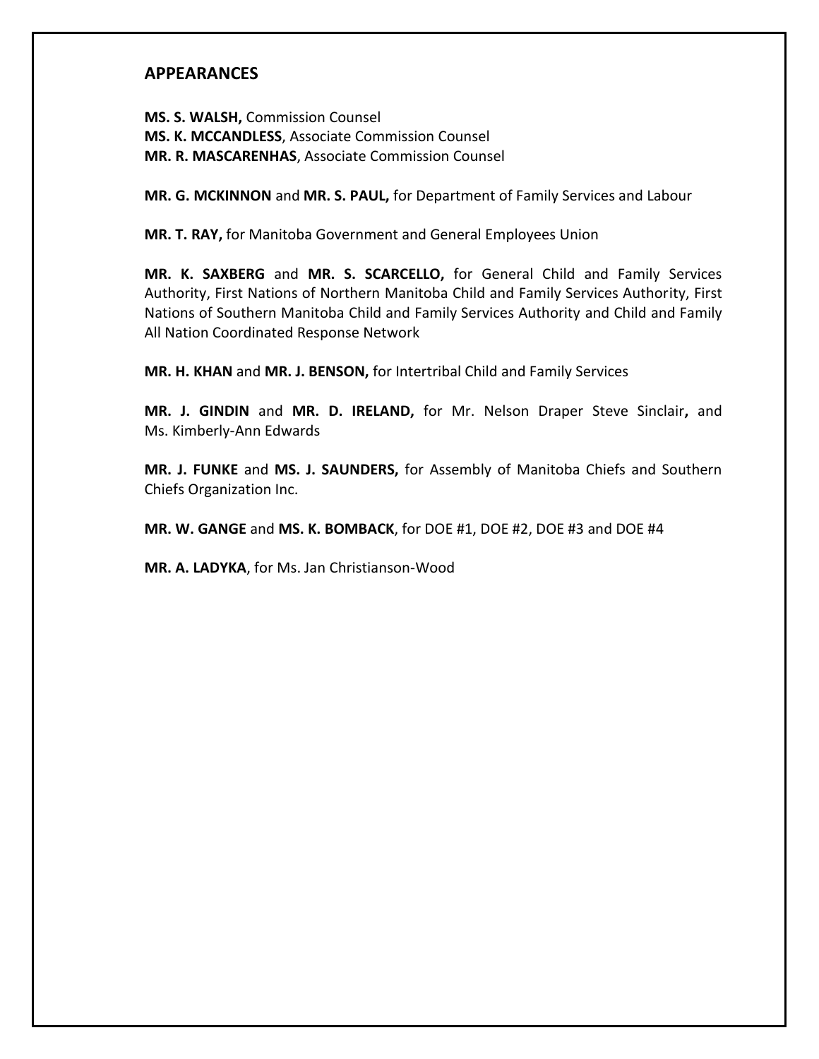## APPEARANCES

**MS. S. WALSH,** Commission Counsel
**MS. K. MCCANDLESS**, Associate Commission Counsel
**MR. R. MASCARENHAS**, Associate Commission Counsel

**MR. G. MCKINNON** and **MR. S. PAUL,** for Department of Family Services and Labour

**MR. T. RAY,** for Manitoba Government and General Employees Union

**MR. K. SAXBERG** and **MR. S. SCARCELLO,** for General Child and Family Services Authority, First Nations of Northern Manitoba Child and Family Services Authority, First Nations of Southern Manitoba Child and Family Services Authority and Child and Family All Nation Coordinated Response Network

**MR. H. KHAN** and **MR. J. BENSON,** for Intertribal Child and Family Services

**MR. J. GINDIN** and **MR. D. IRELAND,** for Mr. Nelson Draper Steve Sinclair**,** and Ms. Kimberly-Ann Edwards

**MR. J. FUNKE** and **MS. J. SAUNDERS,** for Assembly of Manitoba Chiefs and Southern Chiefs Organization Inc.

**MR. W. GANGE** and **MS. K. BOMBACK**, for DOE #1, DOE #2, DOE #3 and DOE #4

**MR. A. LADYKA**, for Ms. Jan Christianson-Wood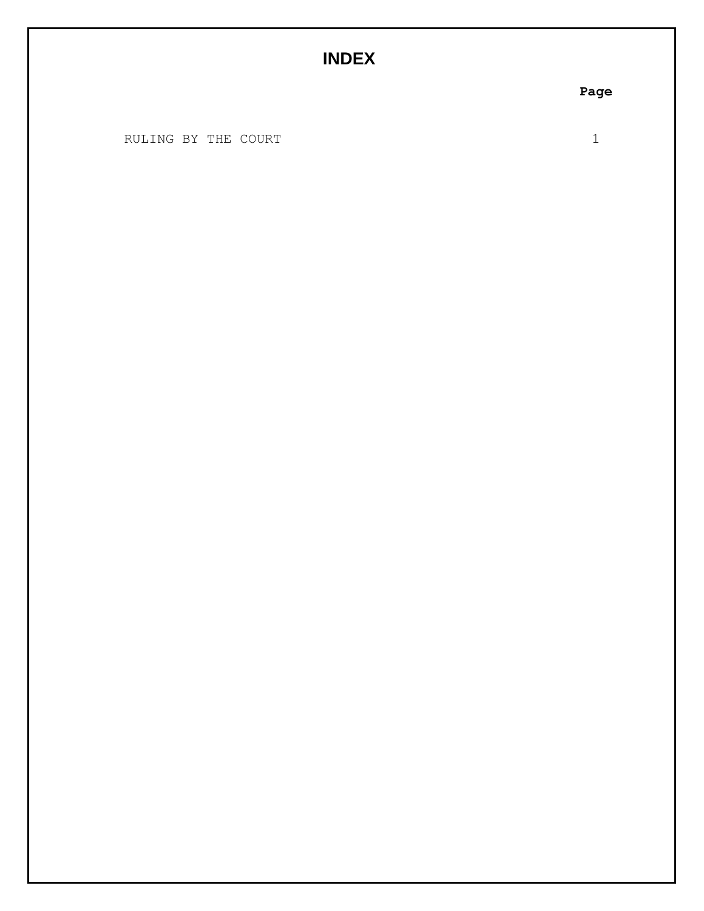# INDEX

| | Page |
|---|---|
| RULING BY THE COURT | 1 |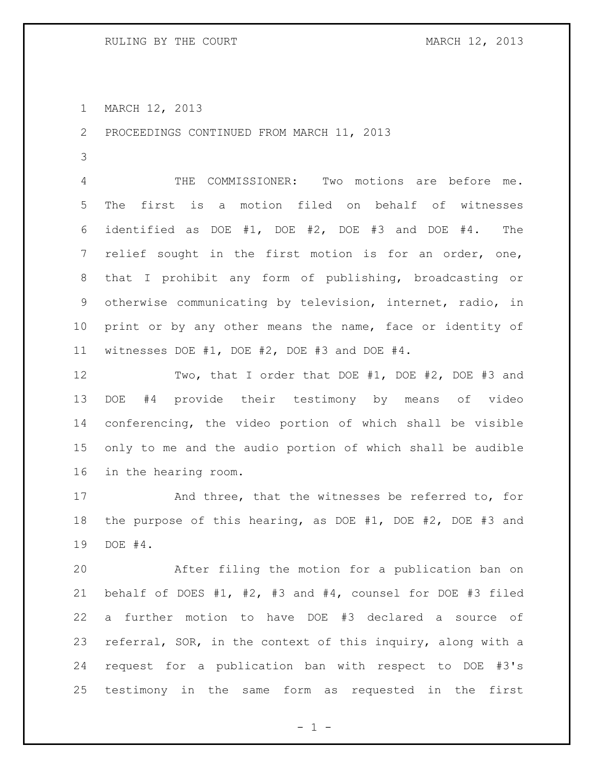MARCH 12, 2013

PROCEEDINGS CONTINUED FROM MARCH 11, 2013

THE COMMISSIONER: Two motions are before me. The first is a motion filed on behalf of witnesses identified as DOE #1, DOE #2, DOE #3 and DOE #4. The relief sought in the first motion is for an order, one, that I prohibit any form of publishing, broadcasting or otherwise communicating by television, internet, radio, in print or by any other means the name, face or identity of witnesses DOE #1, DOE #2, DOE #3 and DOE #4.

Two, that I order that DOE #1, DOE #2, DOE #3 and DOE #4 provide their testimony by means of video conferencing, the video portion of which shall be visible only to me and the audio portion of which shall be audible in the hearing room.

And three, that the witnesses be referred to, for the purpose of this hearing, as DOE #1, DOE #2, DOE #3 and DOE #4.

After filing the motion for a publication ban on behalf of DOES #1, #2, #3 and #4, counsel for DOE #3 filed a further motion to have DOE #3 declared a source of referral, SOR, in the context of this inquiry, along with a request for a publication ban with respect to DOE #3's testimony in the same form as requested in the first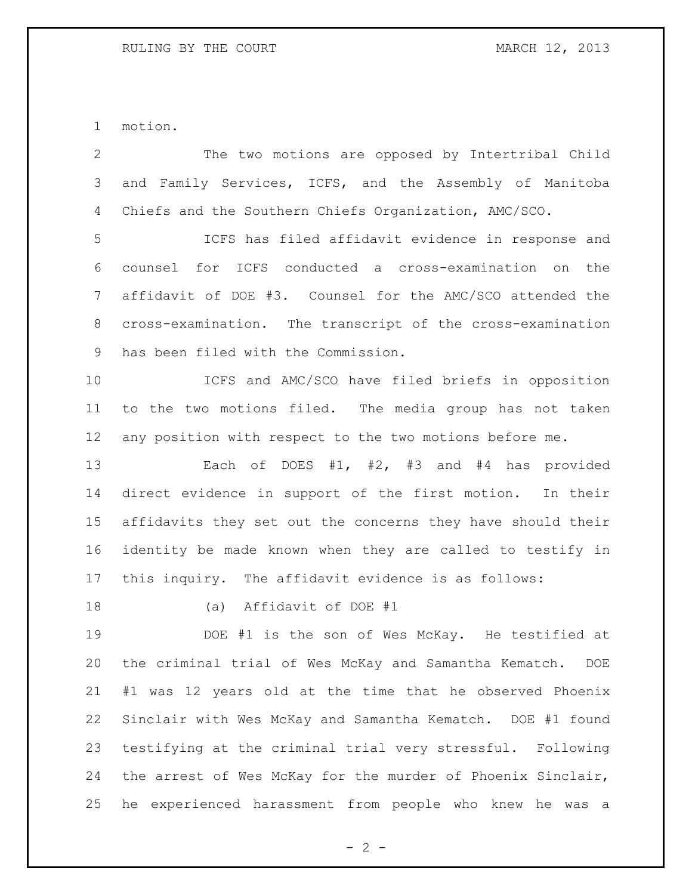motion.

The two motions are opposed by Intertribal Child and Family Services, ICFS, and the Assembly of Manitoba Chiefs and the Southern Chiefs Organization, AMC/SCO.

ICFS has filed affidavit evidence in response and counsel for ICFS conducted a cross-examination on the affidavit of DOE #3. Counsel for the AMC/SCO attended the cross-examination. The transcript of the cross-examination has been filed with the Commission.

ICFS and AMC/SCO have filed briefs in opposition to the two motions filed. The media group has not taken any position with respect to the two motions before me.

Each of DOES #1, #2, #3 and #4 has provided direct evidence in support of the first motion. In their affidavits they set out the concerns they have should their identity be made known when they are called to testify in this inquiry. The affidavit evidence is as follows:

(a) Affidavit of DOE #1

DOE #1 is the son of Wes McKay. He testified at the criminal trial of Wes McKay and Samantha Kematch. DOE #1 was 12 years old at the time that he observed Phoenix Sinclair with Wes McKay and Samantha Kematch. DOE #1 found testifying at the criminal trial very stressful. Following the arrest of Wes McKay for the murder of Phoenix Sinclair, he experienced harassment from people who knew he was a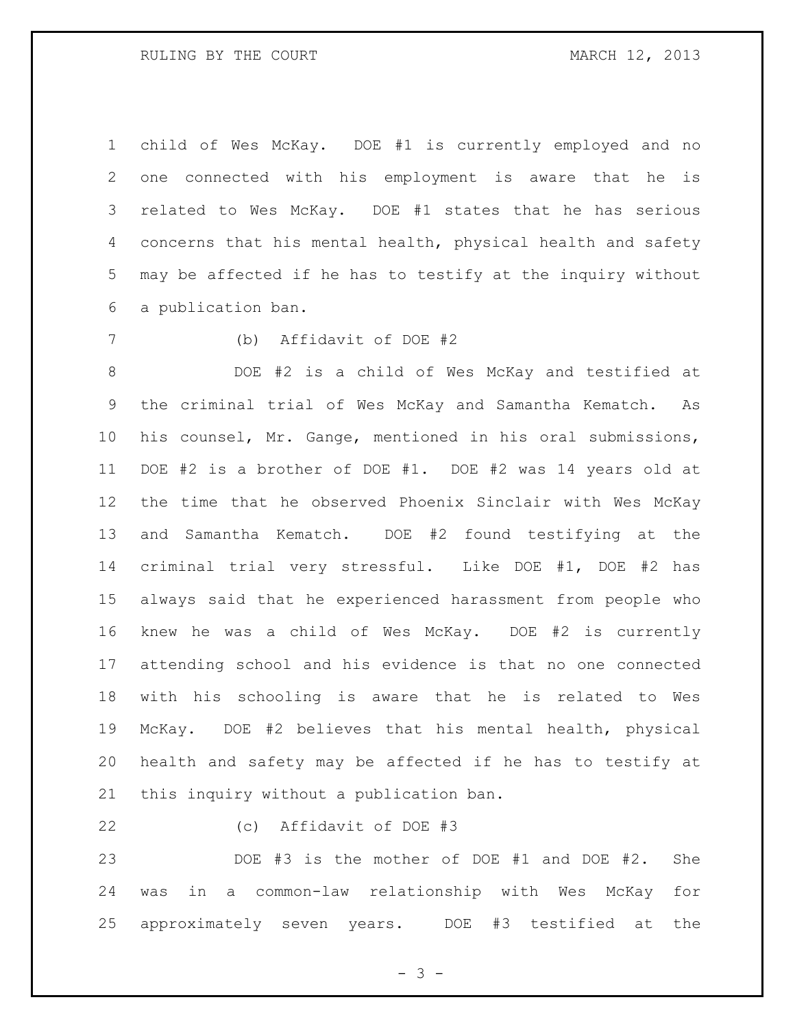child of Wes McKay. DOE #1 is currently employed and no one connected with his employment is aware that he is related to Wes McKay. DOE #1 states that he has serious concerns that his mental health, physical health and safety may be affected if he has to testify at the inquiry without a publication ban.

(b) Affidavit of DOE #2

DOE #2 is a child of Wes McKay and testified at the criminal trial of Wes McKay and Samantha Kematch. As his counsel, Mr. Gange, mentioned in his oral submissions, DOE #2 is a brother of DOE #1. DOE #2 was 14 years old at the time that he observed Phoenix Sinclair with Wes McKay and Samantha Kematch. DOE #2 found testifying at the criminal trial very stressful. Like DOE #1, DOE #2 has always said that he experienced harassment from people who knew he was a child of Wes McKay. DOE #2 is currently attending school and his evidence is that no one connected with his schooling is aware that he is related to Wes McKay. DOE #2 believes that his mental health, physical health and safety may be affected if he has to testify at this inquiry without a publication ban.

(c) Affidavit of DOE #3

DOE #3 is the mother of DOE #1 and DOE #2. She was in a common-law relationship with Wes McKay for approximately seven years. DOE #3 testified at the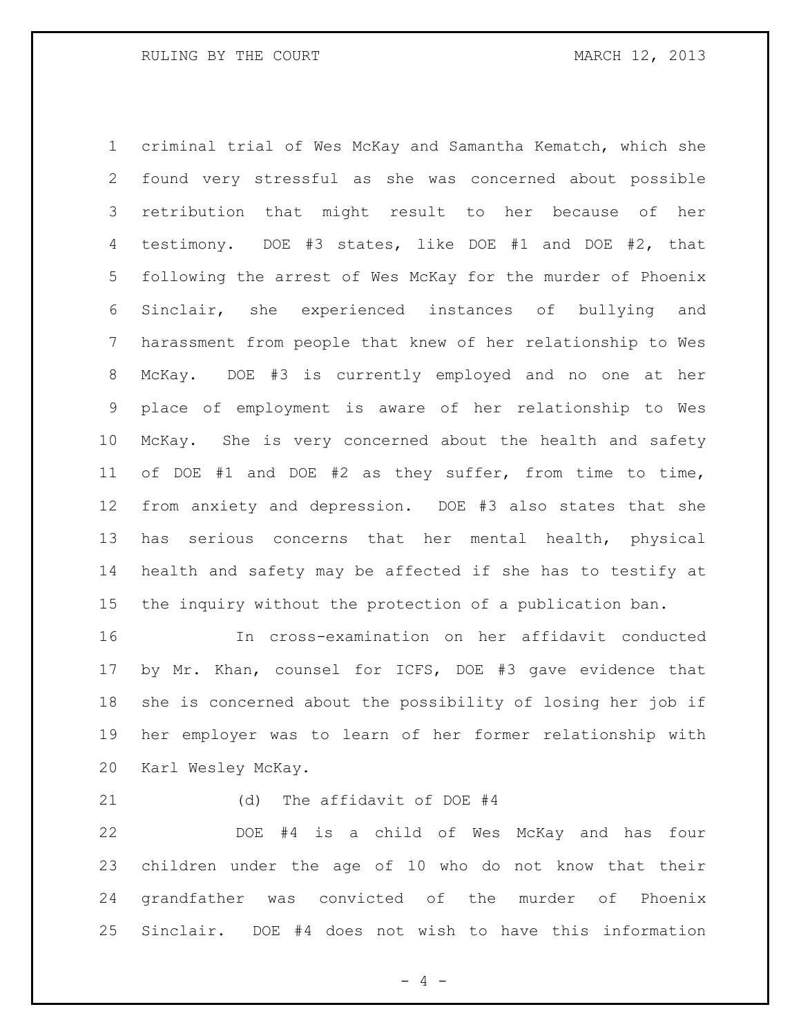criminal trial of Wes McKay and Samantha Kematch, which she found very stressful as she was concerned about possible retribution that might result to her because of her testimony. DOE #3 states, like DOE #1 and DOE #2, that following the arrest of Wes McKay for the murder of Phoenix Sinclair, she experienced instances of bullying and harassment from people that knew of her relationship to Wes McKay. DOE #3 is currently employed and no one at her place of employment is aware of her relationship to Wes McKay. She is very concerned about the health and safety of DOE #1 and DOE #2 as they suffer, from time to time, from anxiety and depression. DOE #3 also states that she has serious concerns that her mental health, physical health and safety may be affected if she has to testify at the inquiry without the protection of a publication ban.

In cross-examination on her affidavit conducted by Mr. Khan, counsel for ICFS, DOE #3 gave evidence that she is concerned about the possibility of losing her job if her employer was to learn of her former relationship with Karl Wesley McKay.

(d) The affidavit of DOE #4

DOE #4 is a child of Wes McKay and has four children under the age of 10 who do not know that their grandfather was convicted of the murder of Phoenix Sinclair. DOE #4 does not wish to have this information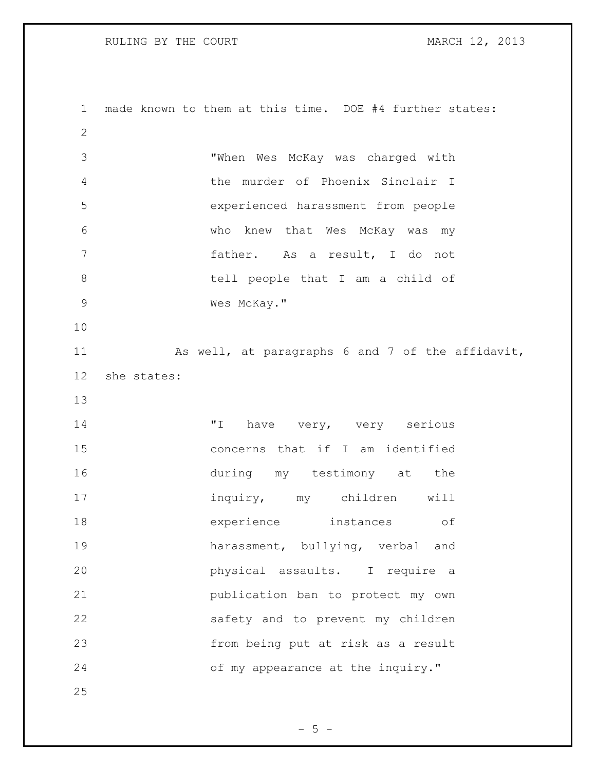made known to them at this time. DOE #4 further states:

> "When Wes McKay was charged with the murder of Phoenix Sinclair I experienced harassment from people who knew that Wes McKay was my father. As a result, I do not tell people that I am a child of Wes McKay."

As well, at paragraphs 6 and 7 of the affidavit, she states:

> "I have very, very serious concerns that if I am identified during my testimony at the inquiry, my children will experience instances of harassment, bullying, verbal and physical assaults. I require a publication ban to protect my own safety and to prevent my children from being put at risk as a result of my appearance at the inquiry."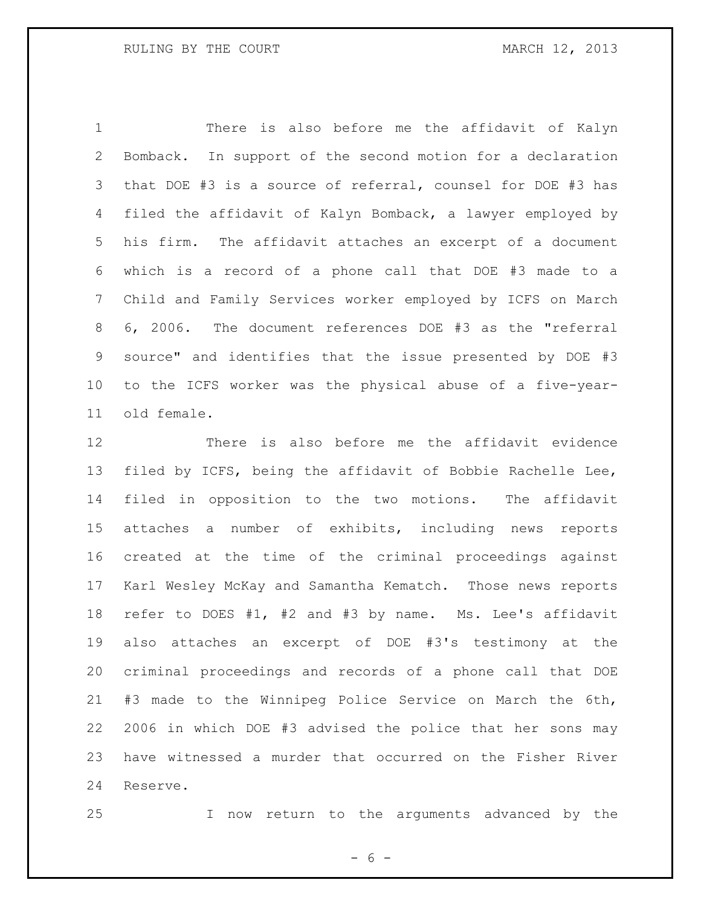There is also before me the affidavit of Kalyn Bomback. In support of the second motion for a declaration that DOE #3 is a source of referral, counsel for DOE #3 has filed the affidavit of Kalyn Bomback, a lawyer employed by his firm. The affidavit attaches an excerpt of a document which is a record of a phone call that DOE #3 made to a Child and Family Services worker employed by ICFS on March 6, 2006. The document references DOE #3 as the "referral source" and identifies that the issue presented by DOE #3 to the ICFS worker was the physical abuse of a five-year-old female.

There is also before me the affidavit evidence filed by ICFS, being the affidavit of Bobbie Rachelle Lee, filed in opposition to the two motions. The affidavit attaches a number of exhibits, including news reports created at the time of the criminal proceedings against Karl Wesley McKay and Samantha Kematch. Those news reports refer to DOES #1, #2 and #3 by name. Ms. Lee's affidavit also attaches an excerpt of DOE #3's testimony at the criminal proceedings and records of a phone call that DOE #3 made to the Winnipeg Police Service on March the 6th, 2006 in which DOE #3 advised the police that her sons may have witnessed a murder that occurred on the Fisher River Reserve.

I now return to the arguments advanced by the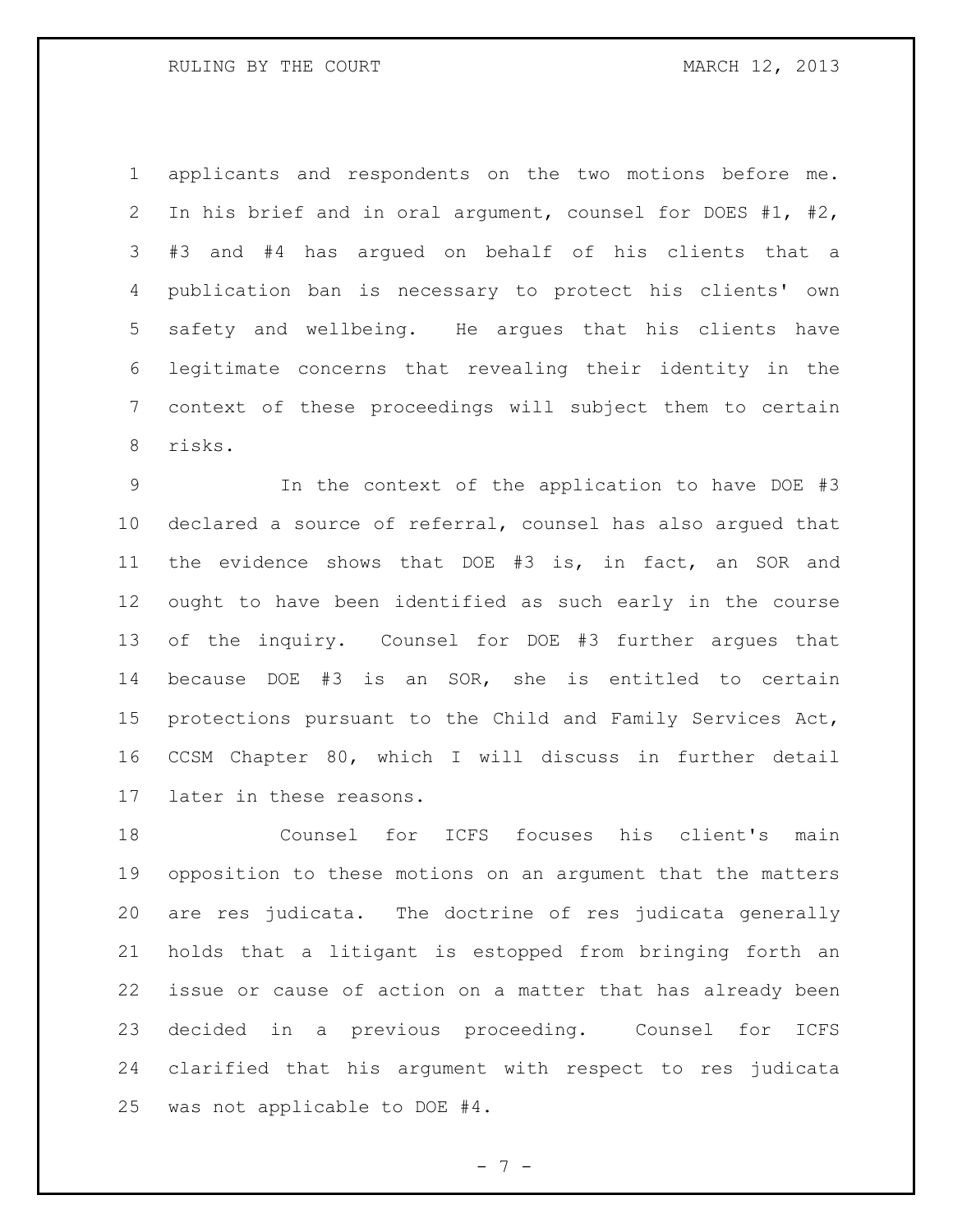applicants and respondents on the two motions before me. In his brief and in oral argument, counsel for DOES #1, #2, #3 and #4 has argued on behalf of his clients that a publication ban is necessary to protect his clients' own safety and wellbeing. He argues that his clients have legitimate concerns that revealing their identity in the context of these proceedings will subject them to certain risks.

In the context of the application to have DOE #3 declared a source of referral, counsel has also argued that the evidence shows that DOE #3 is, in fact, an SOR and ought to have been identified as such early in the course of the inquiry. Counsel for DOE #3 further argues that because DOE #3 is an SOR, she is entitled to certain protections pursuant to the Child and Family Services Act, CCSM Chapter 80, which I will discuss in further detail later in these reasons.

Counsel for ICFS focuses his client's main opposition to these motions on an argument that the matters are res judicata. The doctrine of res judicata generally holds that a litigant is estopped from bringing forth an issue or cause of action on a matter that has already been decided in a previous proceeding. Counsel for ICFS clarified that his argument with respect to res judicata was not applicable to DOE #4.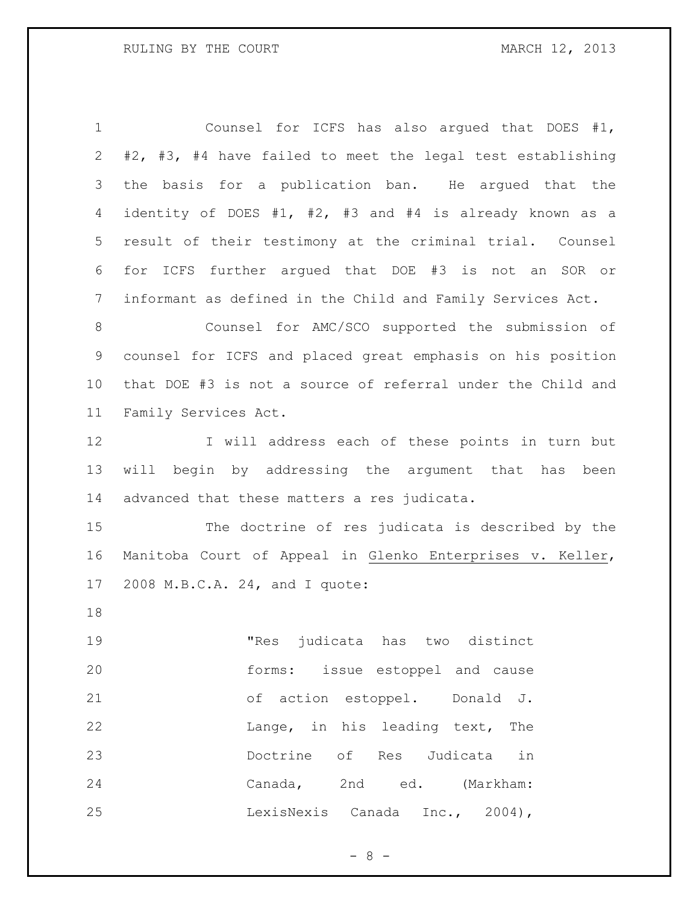Counsel for ICFS has also argued that DOES #1, #2, #3, #4 have failed to meet the legal test establishing the basis for a publication ban. He argued that the identity of DOES #1, #2, #3 and #4 is already known as a result of their testimony at the criminal trial. Counsel for ICFS further argued that DOE #3 is not an SOR or informant as defined in the Child and Family Services Act.

Counsel for AMC/SCO supported the submission of counsel for ICFS and placed great emphasis on his position that DOE #3 is not a source of referral under the Child and Family Services Act.

I will address each of these points in turn but will begin by addressing the argument that has been advanced that these matters a res judicata.

The doctrine of res judicata is described by the Manitoba Court of Appeal in Glenko Enterprises v. Keller, 2008 M.B.C.A. 24, and I quote:

> "Res judicata has two distinct forms: issue estoppel and cause of action estoppel. Donald J. Lange, in his leading text, The Doctrine of Res Judicata in Canada, 2nd ed. (Markham: LexisNexis Canada Inc., 2004),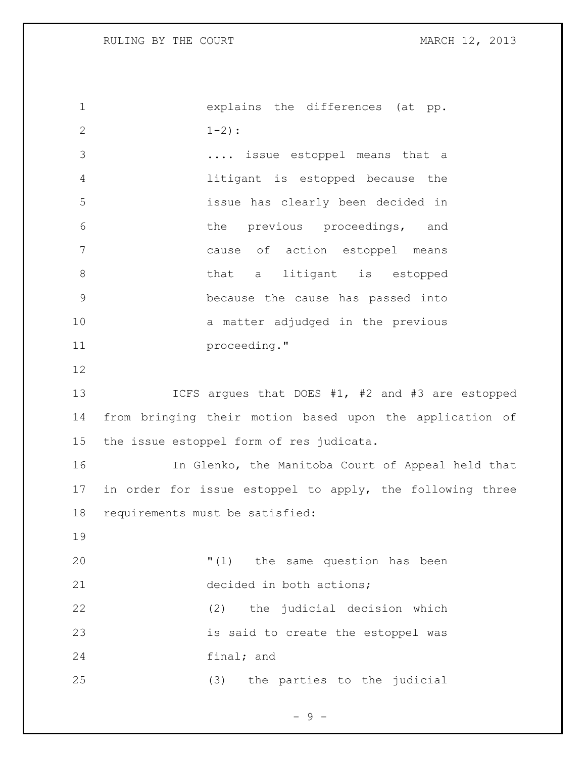explains the differences (at pp. 1-2):

> .... issue estoppel means that a litigant is estopped because the issue has clearly been decided in the previous proceedings, and cause of action estoppel means that a litigant is estopped because the cause has passed into a matter adjudged in the previous proceeding."

ICFS argues that DOES #1, #2 and #3 are estopped from bringing their motion based upon the application of the issue estoppel form of res judicata.

In Glenko, the Manitoba Court of Appeal held that in order for issue estoppel to apply, the following three requirements must be satisfied:

> "(1) the same question has been decided in both actions;
> (2) the judicial decision which is said to create the estoppel was final; and
> (3) the parties to the judicial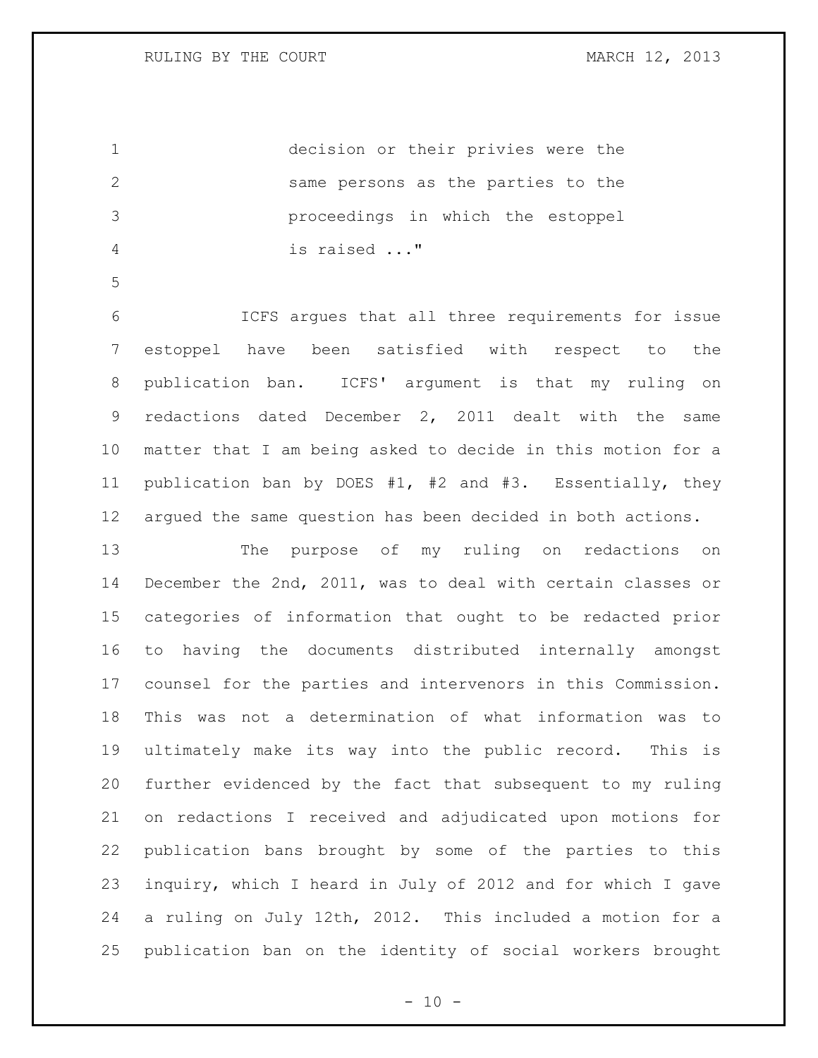> decision or their privies were the same persons as the parties to the proceedings in which the estoppel is raised ..."

ICFS argues that all three requirements for issue estoppel have been satisfied with respect to the publication ban. ICFS' argument is that my ruling on redactions dated December 2, 2011 dealt with the same matter that I am being asked to decide in this motion for a publication ban by DOES #1, #2 and #3. Essentially, they argued the same question has been decided in both actions.

The purpose of my ruling on redactions on December the 2nd, 2011, was to deal with certain classes or categories of information that ought to be redacted prior to having the documents distributed internally amongst counsel for the parties and intervenors in this Commission. This was not a determination of what information was to ultimately make its way into the public record. This is further evidenced by the fact that subsequent to my ruling on redactions I received and adjudicated upon motions for publication bans brought by some of the parties to this inquiry, which I heard in July of 2012 and for which I gave a ruling on July 12th, 2012. This included a motion for a publication ban on the identity of social workers brought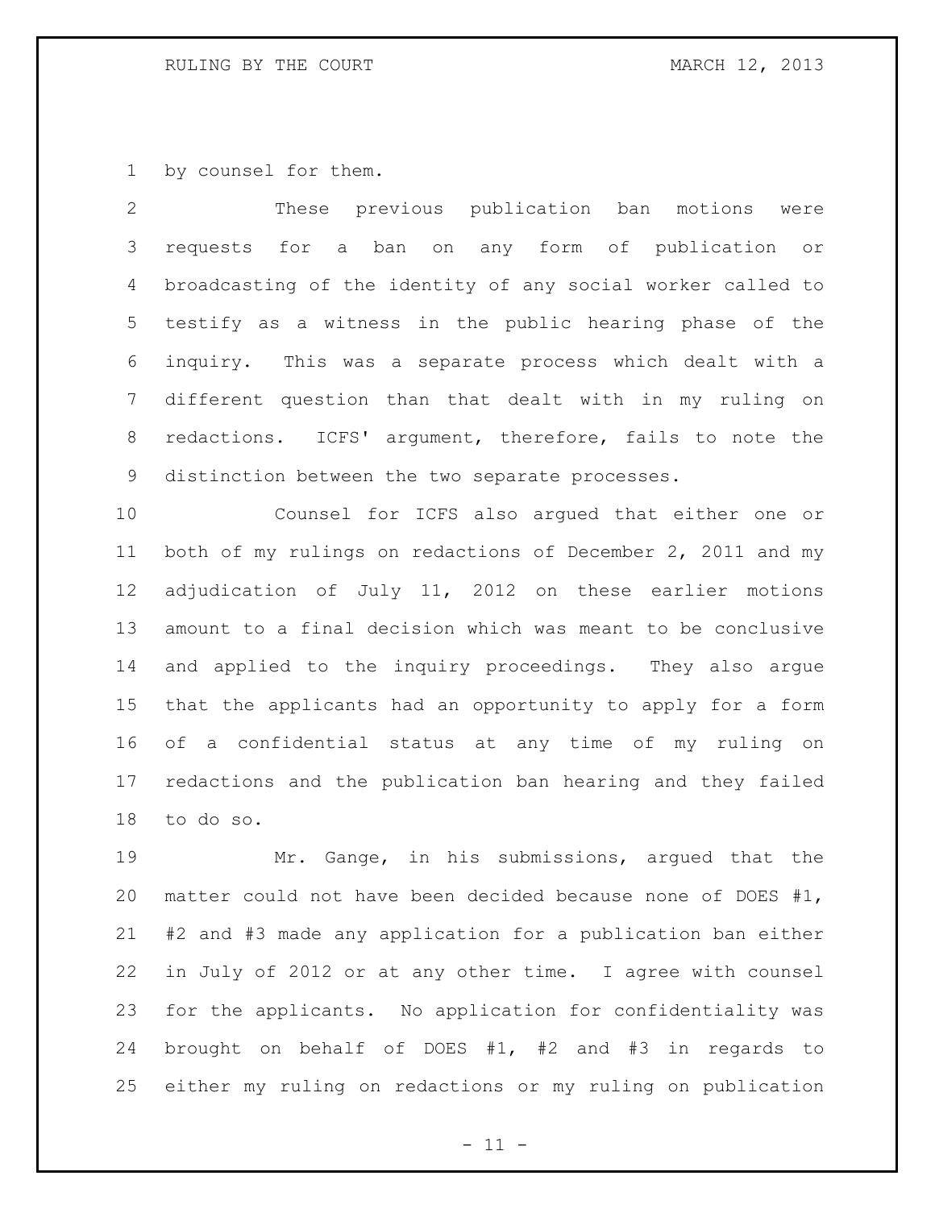by counsel for them.

These previous publication ban motions were requests for a ban on any form of publication or broadcasting of the identity of any social worker called to testify as a witness in the public hearing phase of the inquiry. This was a separate process which dealt with a different question than that dealt with in my ruling on redactions. ICFS' argument, therefore, fails to note the distinction between the two separate processes.

Counsel for ICFS also argued that either one or both of my rulings on redactions of December 2, 2011 and my adjudication of July 11, 2012 on these earlier motions amount to a final decision which was meant to be conclusive and applied to the inquiry proceedings. They also argue that the applicants had an opportunity to apply for a form of a confidential status at any time of my ruling on redactions and the publication ban hearing and they failed to do so.

Mr. Gange, in his submissions, argued that the matter could not have been decided because none of DOES #1, #2 and #3 made any application for a publication ban either in July of 2012 or at any other time. I agree with counsel for the applicants. No application for confidentiality was brought on behalf of DOES #1, #2 and #3 in regards to either my ruling on redactions or my ruling on publication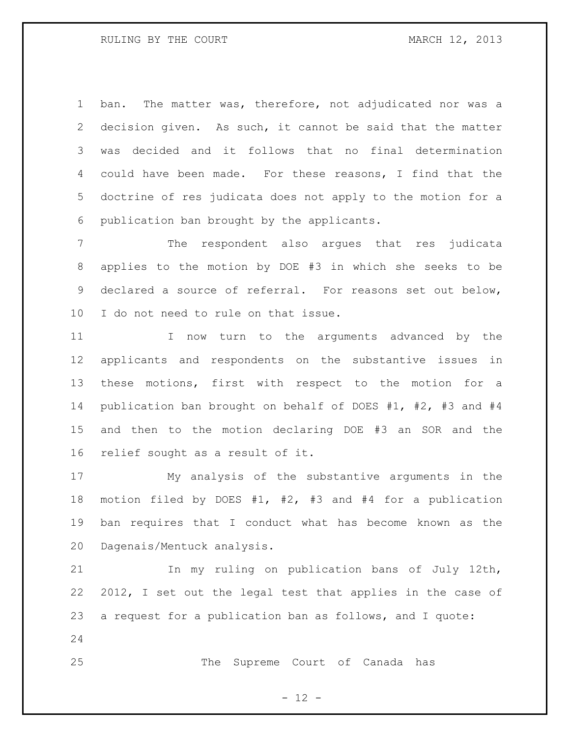ban. The matter was, therefore, not adjudicated nor was a decision given. As such, it cannot be said that the matter was decided and it follows that no final determination could have been made. For these reasons, I find that the doctrine of res judicata does not apply to the motion for a publication ban brought by the applicants.

The respondent also argues that res judicata applies to the motion by DOE #3 in which she seeks to be declared a source of referral. For reasons set out below, I do not need to rule on that issue.

I now turn to the arguments advanced by the applicants and respondents on the substantive issues in these motions, first with respect to the motion for a publication ban brought on behalf of DOES #1, #2, #3 and #4 and then to the motion declaring DOE #3 an SOR and the relief sought as a result of it.

My analysis of the substantive arguments in the motion filed by DOES #1, #2, #3 and #4 for a publication ban requires that I conduct what has become known as the Dagenais/Mentuck analysis.

In my ruling on publication bans of July 12th, 2012, I set out the legal test that applies in the case of a request for a publication ban as follows, and I quote:

> The Supreme Court of Canada has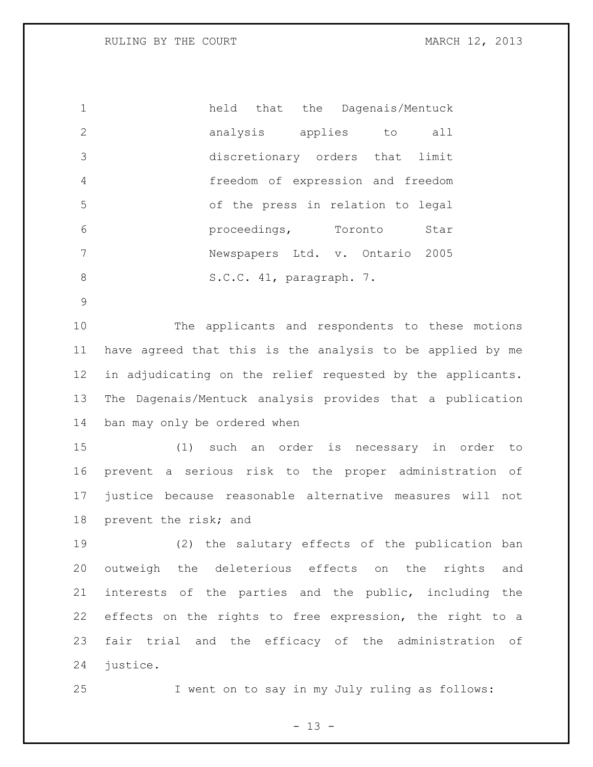> held that the Dagenais/Mentuck analysis applies to all discretionary orders that limit freedom of expression and freedom of the press in relation to legal proceedings, Toronto Star Newspapers Ltd. v. Ontario 2005 S.C.C. 41, paragraph. 7.

The applicants and respondents to these motions have agreed that this is the analysis to be applied by me in adjudicating on the relief requested by the applicants. The Dagenais/Mentuck analysis provides that a publication ban may only be ordered when

(1) such an order is necessary in order to prevent a serious risk to the proper administration of justice because reasonable alternative measures will not prevent the risk; and

(2) the salutary effects of the publication ban outweigh the deleterious effects on the rights and interests of the parties and the public, including the effects on the rights to free expression, the right to a fair trial and the efficacy of the administration of justice.

I went on to say in my July ruling as follows: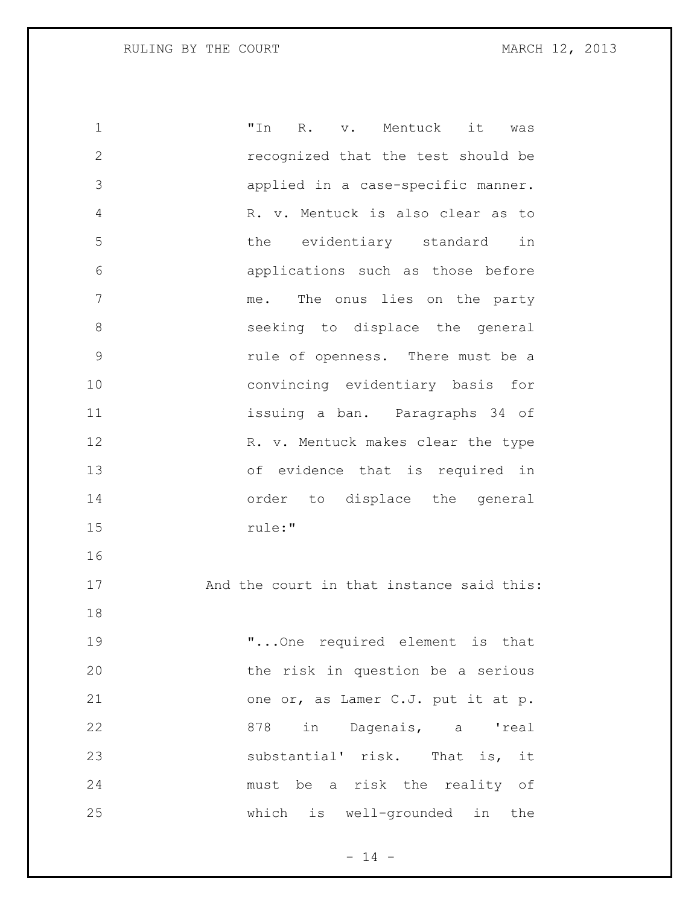> "In R. v. Mentuck it was recognized that the test should be applied in a case-specific manner. R. v. Mentuck is also clear as to the evidentiary standard in applications such as those before me. The onus lies on the party seeking to displace the general rule of openness. There must be a convincing evidentiary basis for issuing a ban. Paragraphs 34 of R. v. Mentuck makes clear the type of evidence that is required in order to displace the general rule:"

And the court in that instance said this:

> "...One required element is that the risk in question be a serious one or, as Lamer C.J. put it at p. 878 in Dagenais, a 'real substantial' risk. That is, it must be a risk the reality of which is well-grounded in the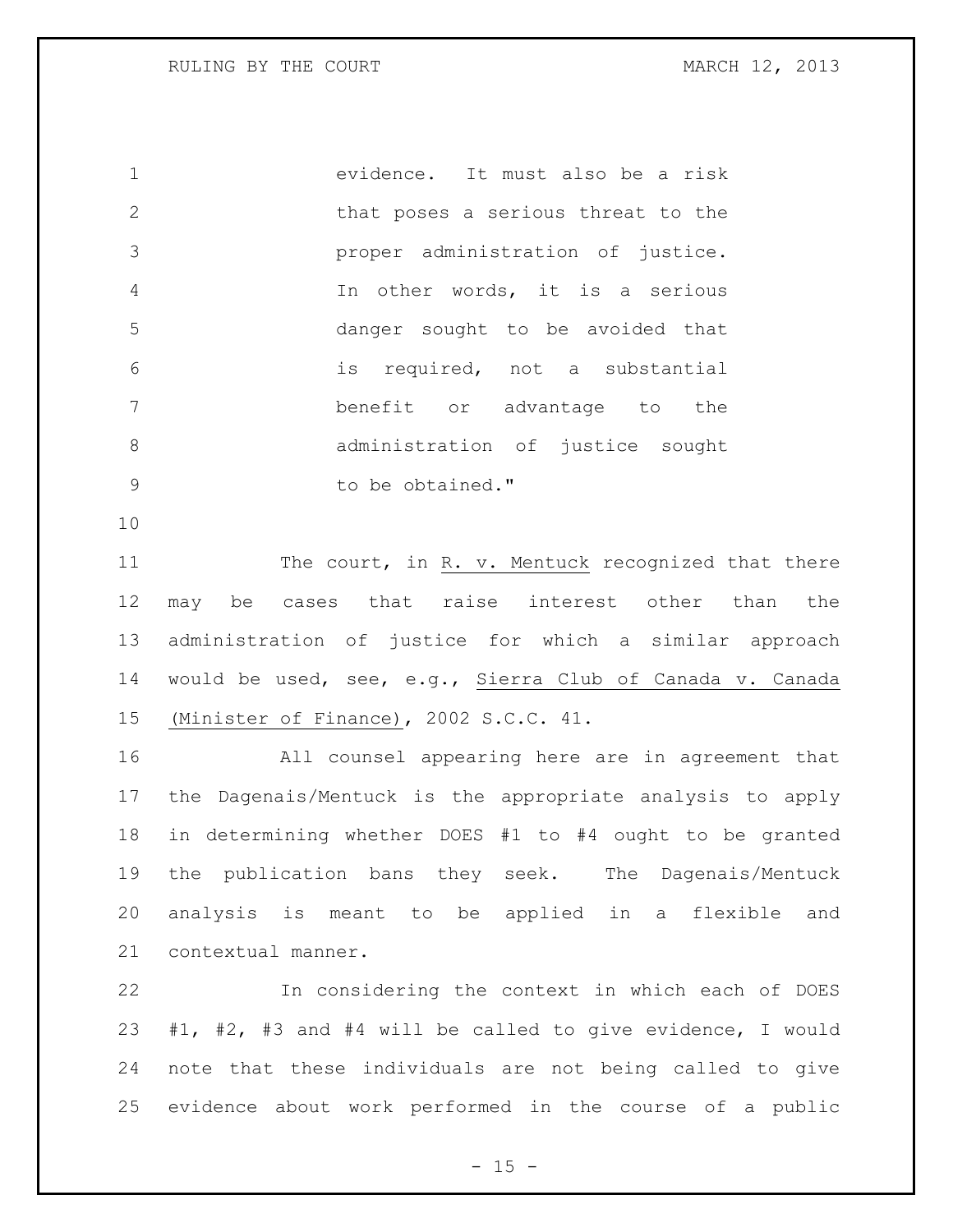> evidence. It must also be a risk that poses a serious threat to the proper administration of justice. In other words, it is a serious danger sought to be avoided that is required, not a substantial benefit or advantage to the administration of justice sought to be obtained."

The court, in R. v. Mentuck recognized that there may be cases that raise interest other than the administration of justice for which a similar approach would be used, see, e.g., Sierra Club of Canada v. Canada (Minister of Finance), 2002 S.C.C. 41.

All counsel appearing here are in agreement that the Dagenais/Mentuck is the appropriate analysis to apply in determining whether DOES #1 to #4 ought to be granted the publication bans they seek. The Dagenais/Mentuck analysis is meant to be applied in a flexible and contextual manner.

In considering the context in which each of DOES #1, #2, #3 and #4 will be called to give evidence, I would note that these individuals are not being called to give evidence about work performed in the course of a public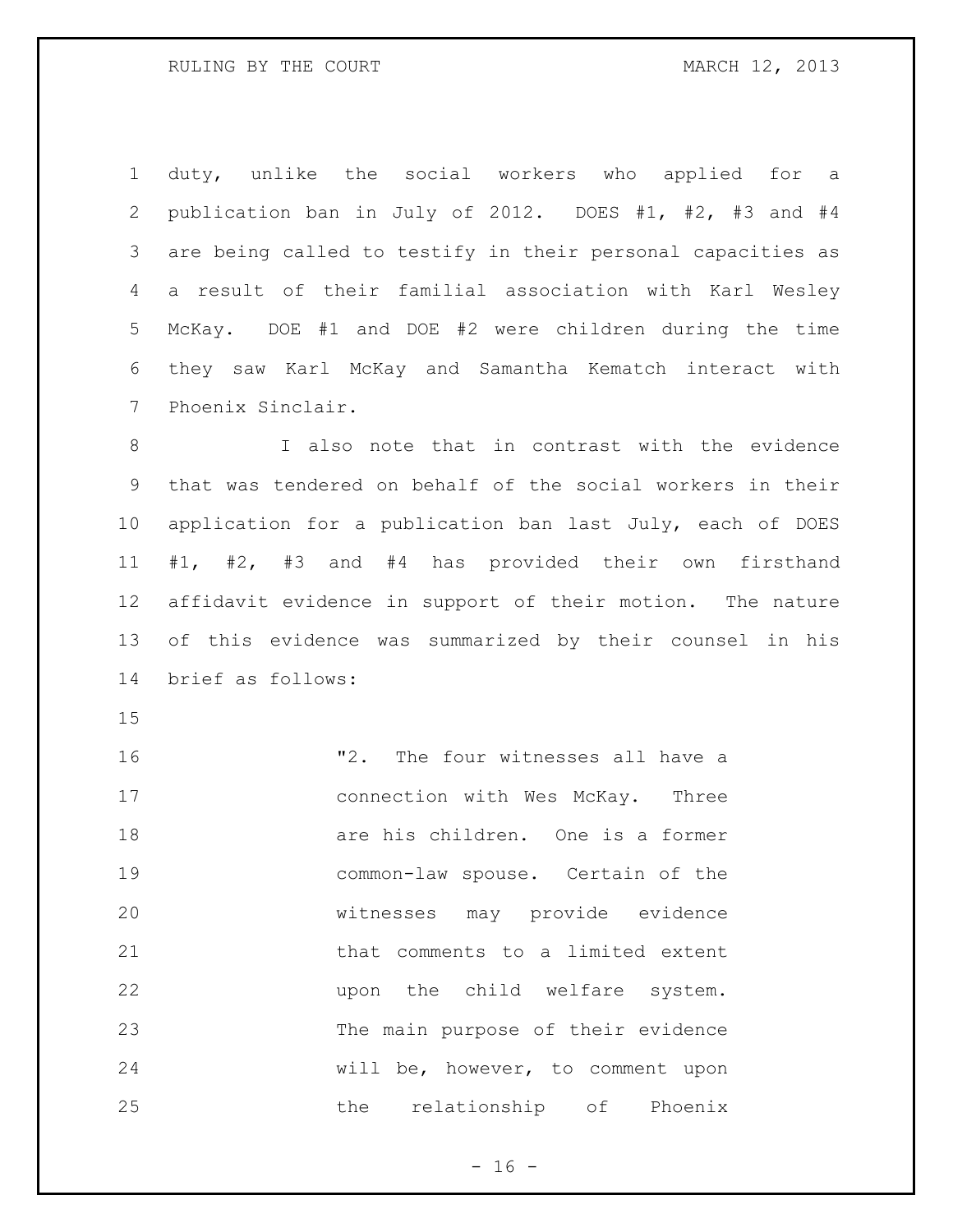duty, unlike the social workers who applied for a publication ban in July of 2012. DOES #1, #2, #3 and #4 are being called to testify in their personal capacities as a result of their familial association with Karl Wesley McKay. DOE #1 and DOE #2 were children during the time they saw Karl McKay and Samantha Kematch interact with Phoenix Sinclair.

I also note that in contrast with the evidence that was tendered on behalf of the social workers in their application for a publication ban last July, each of DOES #1, #2, #3 and #4 has provided their own firsthand affidavit evidence in support of their motion. The nature of this evidence was summarized by their counsel in his brief as follows:

> "2. The four witnesses all have a connection with Wes McKay. Three are his children. One is a former common-law spouse. Certain of the witnesses may provide evidence that comments to a limited extent upon the child welfare system. The main purpose of their evidence will be, however, to comment upon the relationship of Phoenix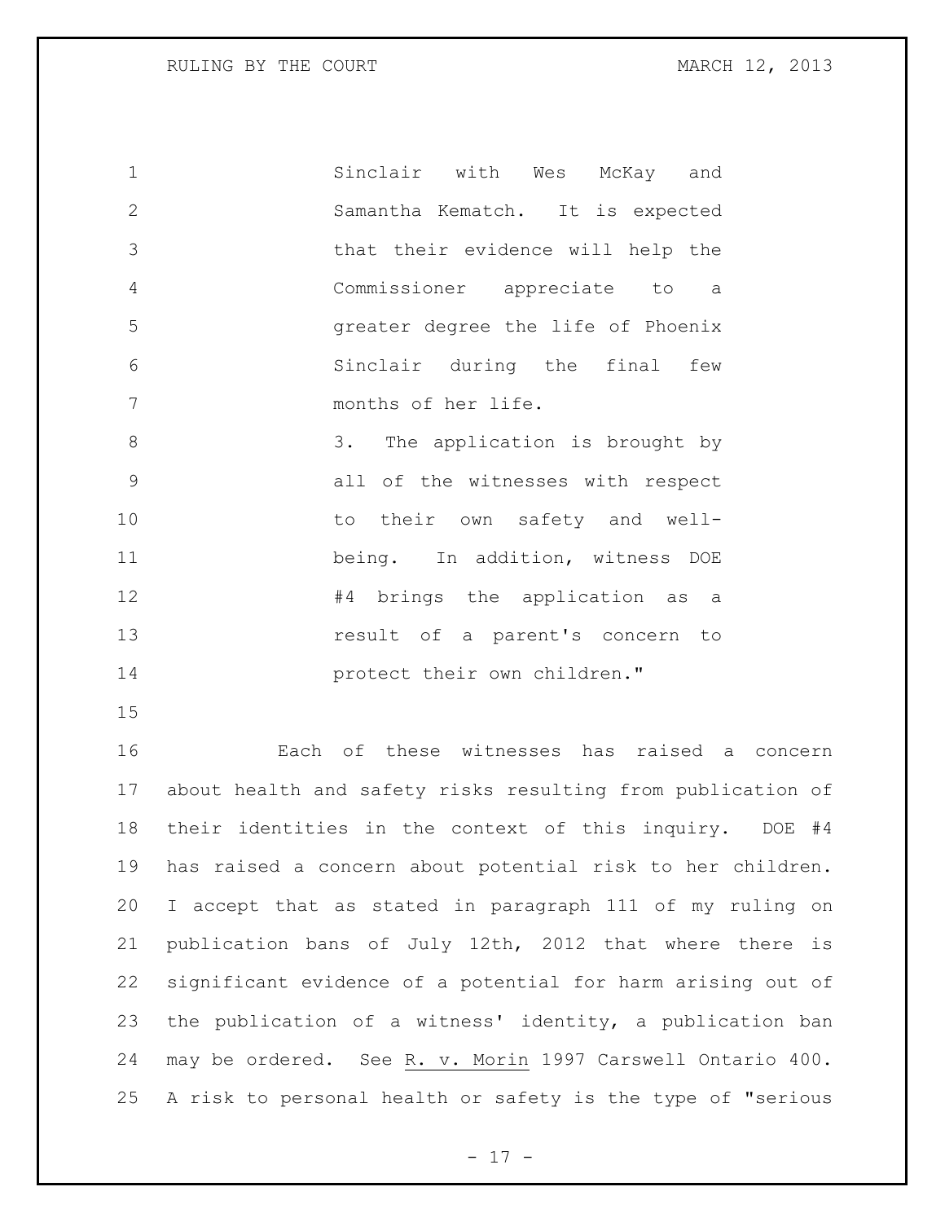Sinclair with Wes McKay and Samantha Kematch. It is expected that their evidence will help the Commissioner appreciate to a greater degree the life of Phoenix Sinclair during the final few months of her life.

3. The application is brought by all of the witnesses with respect to their own safety and well-being. In addition, witness DOE #4 brings the application as a result of a parent's concern to protect their own children."

Each of these witnesses has raised a concern about health and safety risks resulting from publication of their identities in the context of this inquiry. DOE #4 has raised a concern about potential risk to her children. I accept that as stated in paragraph 111 of my ruling on publication bans of July 12th, 2012 that where there is significant evidence of a potential for harm arising out of the publication of a witness' identity, a publication ban may be ordered. See R. v. Morin 1997 Carswell Ontario 400. A risk to personal health or safety is the type of "serious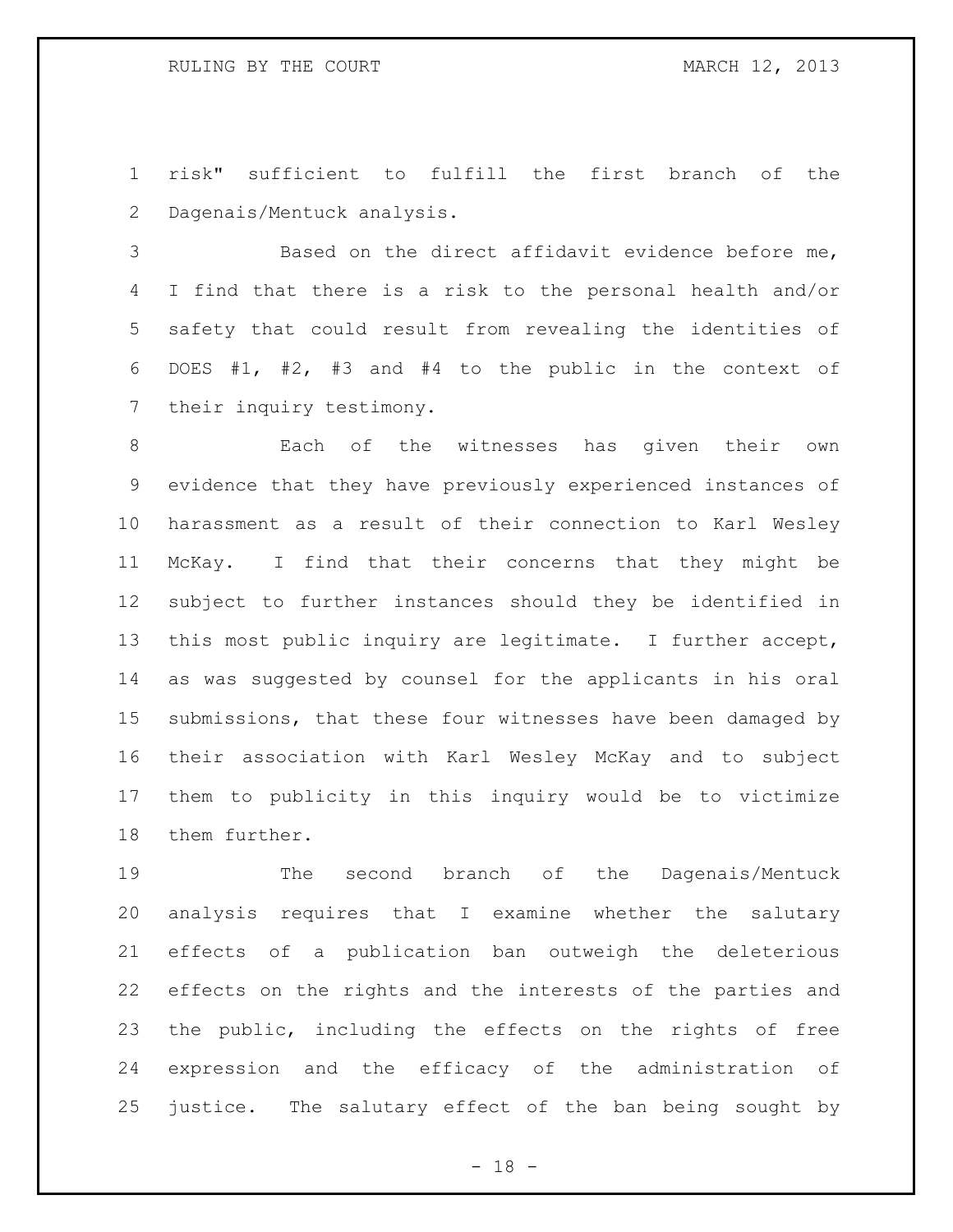risk" sufficient to fulfill the first branch of the Dagenais/Mentuck analysis.

Based on the direct affidavit evidence before me, I find that there is a risk to the personal health and/or safety that could result from revealing the identities of DOES #1, #2, #3 and #4 to the public in the context of their inquiry testimony.

Each of the witnesses has given their own evidence that they have previously experienced instances of harassment as a result of their connection to Karl Wesley McKay. I find that their concerns that they might be subject to further instances should they be identified in this most public inquiry are legitimate. I further accept, as was suggested by counsel for the applicants in his oral submissions, that these four witnesses have been damaged by their association with Karl Wesley McKay and to subject them to publicity in this inquiry would be to victimize them further.

The second branch of the Dagenais/Mentuck analysis requires that I examine whether the salutary effects of a publication ban outweigh the deleterious effects on the rights and the interests of the parties and the public, including the effects on the rights of free expression and the efficacy of the administration of justice. The salutary effect of the ban being sought by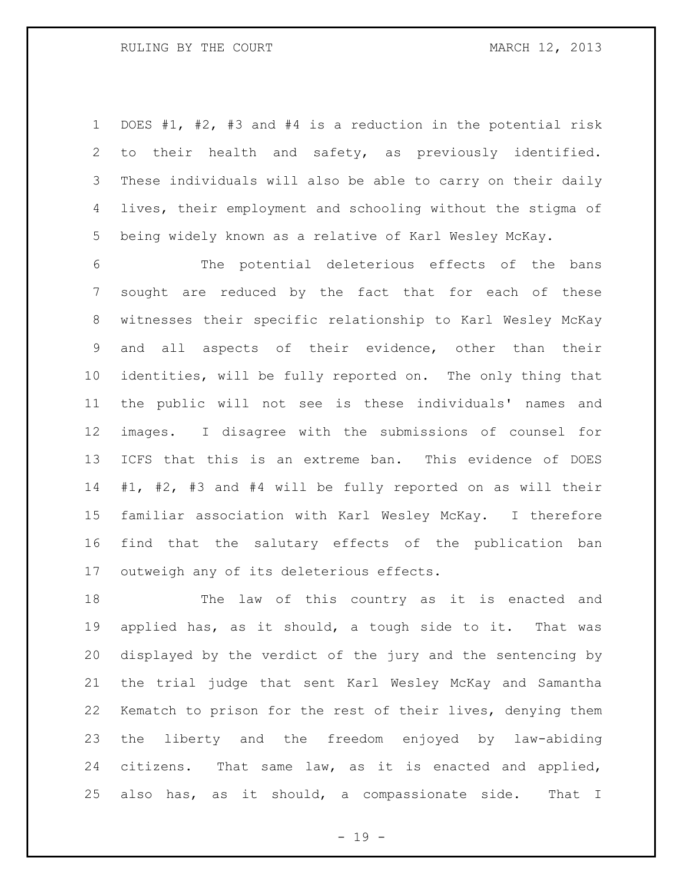DOES #1, #2, #3 and #4 is a reduction in the potential risk to their health and safety, as previously identified. These individuals will also be able to carry on their daily lives, their employment and schooling without the stigma of being widely known as a relative of Karl Wesley McKay.

The potential deleterious effects of the bans sought are reduced by the fact that for each of these witnesses their specific relationship to Karl Wesley McKay and all aspects of their evidence, other than their identities, will be fully reported on. The only thing that the public will not see is these individuals' names and images. I disagree with the submissions of counsel for ICFS that this is an extreme ban. This evidence of DOES #1, #2, #3 and #4 will be fully reported on as will their familiar association with Karl Wesley McKay. I therefore find that the salutary effects of the publication ban outweigh any of its deleterious effects.

The law of this country as it is enacted and applied has, as it should, a tough side to it. That was displayed by the verdict of the jury and the sentencing by the trial judge that sent Karl Wesley McKay and Samantha Kematch to prison for the rest of their lives, denying them the liberty and the freedom enjoyed by law-abiding citizens. That same law, as it is enacted and applied, also has, as it should, a compassionate side. That I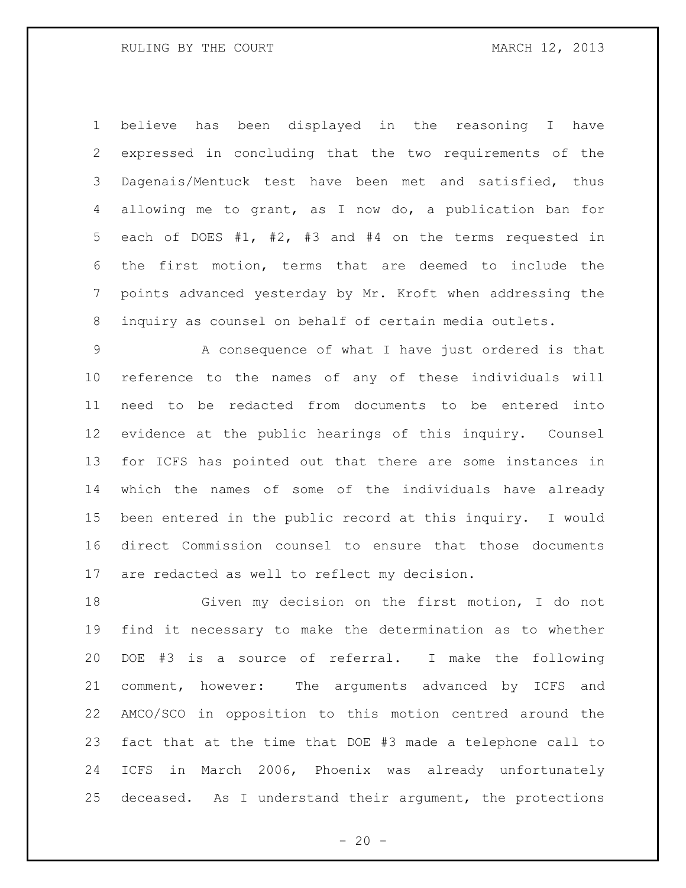believe has been displayed in the reasoning I have expressed in concluding that the two requirements of the Dagenais/Mentuck test have been met and satisfied, thus allowing me to grant, as I now do, a publication ban for each of DOES #1, #2, #3 and #4 on the terms requested in the first motion, terms that are deemed to include the points advanced yesterday by Mr. Kroft when addressing the inquiry as counsel on behalf of certain media outlets.

A consequence of what I have just ordered is that reference to the names of any of these individuals will need to be redacted from documents to be entered into evidence at the public hearings of this inquiry. Counsel for ICFS has pointed out that there are some instances in which the names of some of the individuals have already been entered in the public record at this inquiry. I would direct Commission counsel to ensure that those documents are redacted as well to reflect my decision.

Given my decision on the first motion, I do not find it necessary to make the determination as to whether DOE #3 is a source of referral. I make the following comment, however: The arguments advanced by ICFS and AMCO/SCO in opposition to this motion centred around the fact that at the time that DOE #3 made a telephone call to ICFS in March 2006, Phoenix was already unfortunately deceased. As I understand their argument, the protections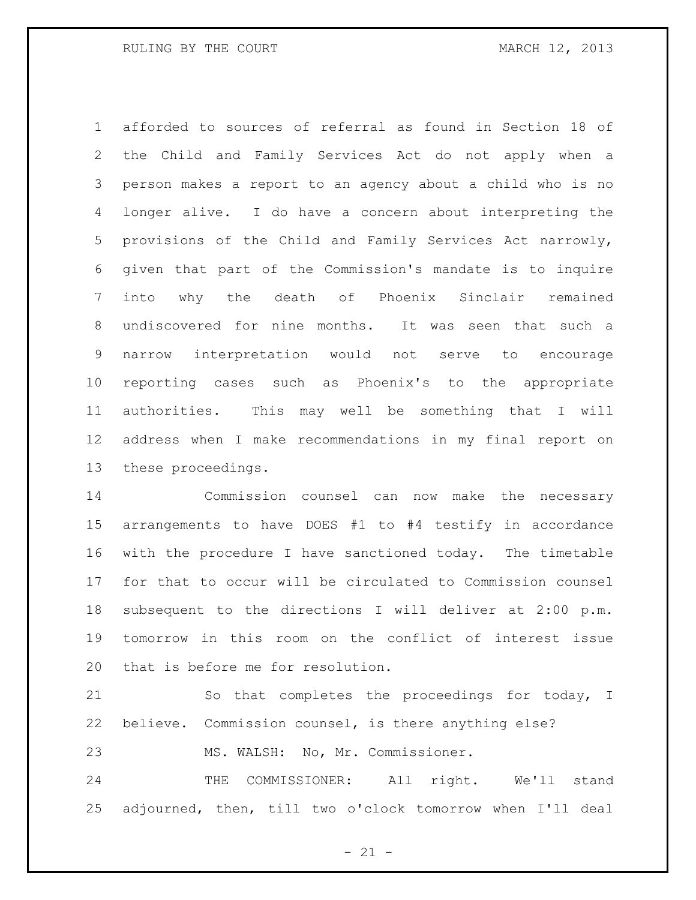afforded to sources of referral as found in Section 18 of the Child and Family Services Act do not apply when a person makes a report to an agency about a child who is no longer alive. I do have a concern about interpreting the provisions of the Child and Family Services Act narrowly, given that part of the Commission's mandate is to inquire into why the death of Phoenix Sinclair remained undiscovered for nine months. It was seen that such a narrow interpretation would not serve to encourage reporting cases such as Phoenix's to the appropriate authorities. This may well be something that I will address when I make recommendations in my final report on these proceedings.

Commission counsel can now make the necessary arrangements to have DOES #1 to #4 testify in accordance with the procedure I have sanctioned today. The timetable for that to occur will be circulated to Commission counsel subsequent to the directions I will deliver at 2:00 p.m. tomorrow in this room on the conflict of interest issue that is before me for resolution.

So that completes the proceedings for today, I believe. Commission counsel, is there anything else?

MS. WALSH: No, Mr. Commissioner.

THE COMMISSIONER: All right. We'll stand adjourned, then, till two o'clock tomorrow when I'll deal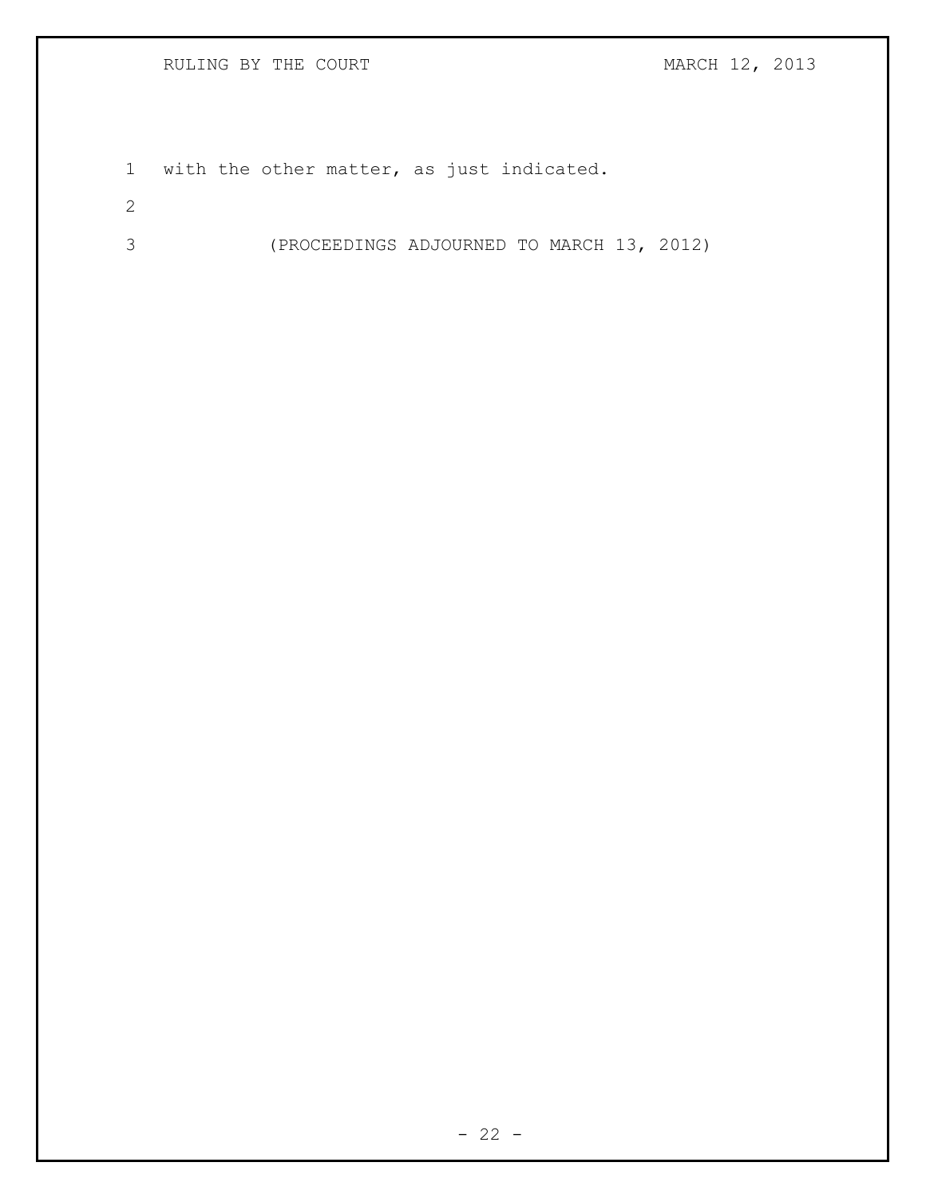with the other matter, as just indicated.

(PROCEEDINGS ADJOURNED TO MARCH 13, 2012)